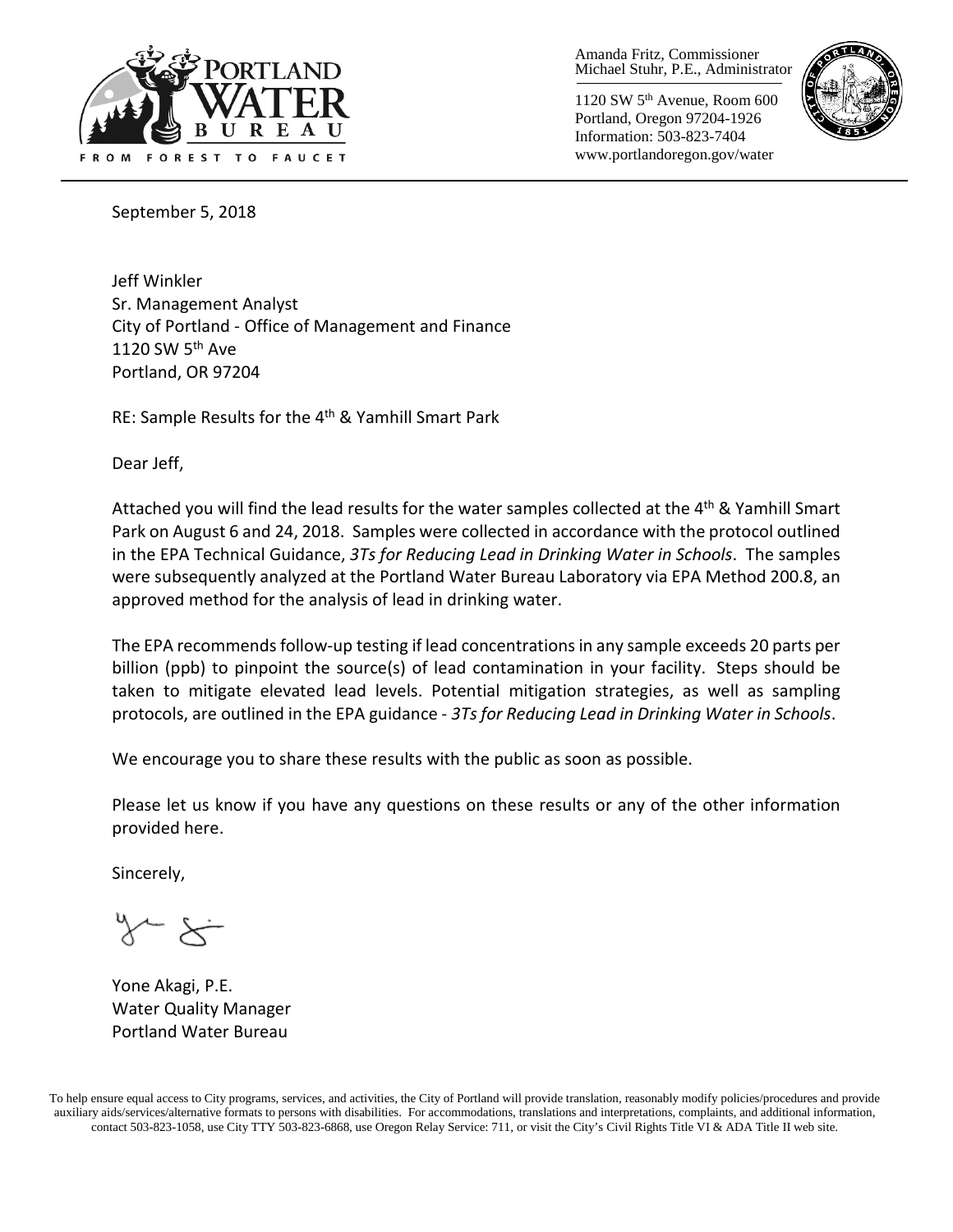Amanda Fritz, Commissioner
Michael Stuhr, P.E., Administrator

1120 SW 5th Avenue, Room 600
Portland, Oregon 97204-1926
Information: 503-823-7404
www.portlandoregon.gov/water

September 5, 2018

Jeff Winkler
Sr. Management Analyst
City of Portland - Office of Management and Finance
1120 SW 5th Ave
Portland, OR 97204

RE: Sample Results for the 4th & Yamhill Smart Park

Dear Jeff,

Attached you will find the lead results for the water samples collected at the 4th & Yamhill Smart Park on August 6 and 24, 2018. Samples were collected in accordance with the protocol outlined in the EPA Technical Guidance, *3Ts for Reducing Lead in Drinking Water in Schools*. The samples were subsequently analyzed at the Portland Water Bureau Laboratory via EPA Method 200.8, an approved method for the analysis of lead in drinking water.

The EPA recommends follow-up testing if lead concentrations in any sample exceeds 20 parts per billion (ppb) to pinpoint the source(s) of lead contamination in your facility. Steps should be taken to mitigate elevated lead levels. Potential mitigation strategies, as well as sampling protocols, are outlined in the EPA guidance - *3Ts for Reducing Lead in Drinking Water in Schools*.

We encourage you to share these results with the public as soon as possible.

Please let us know if you have any questions on these results or any of the other information provided here.

Sincerely,

Yone Akagi, P.E.
Water Quality Manager
Portland Water Bureau

To help ensure equal access to City programs, services, and activities, the City of Portland will provide translation, reasonably modify policies/procedures and provide auxiliary aids/services/alternative formats to persons with disabilities. For accommodations, translations and interpretations, complaints, and additional information, contact 503-823-1058, use City TTY 503-823-6868, use Oregon Relay Service: 711, or visit the City's Civil Rights Title VI & ADA Title II web site.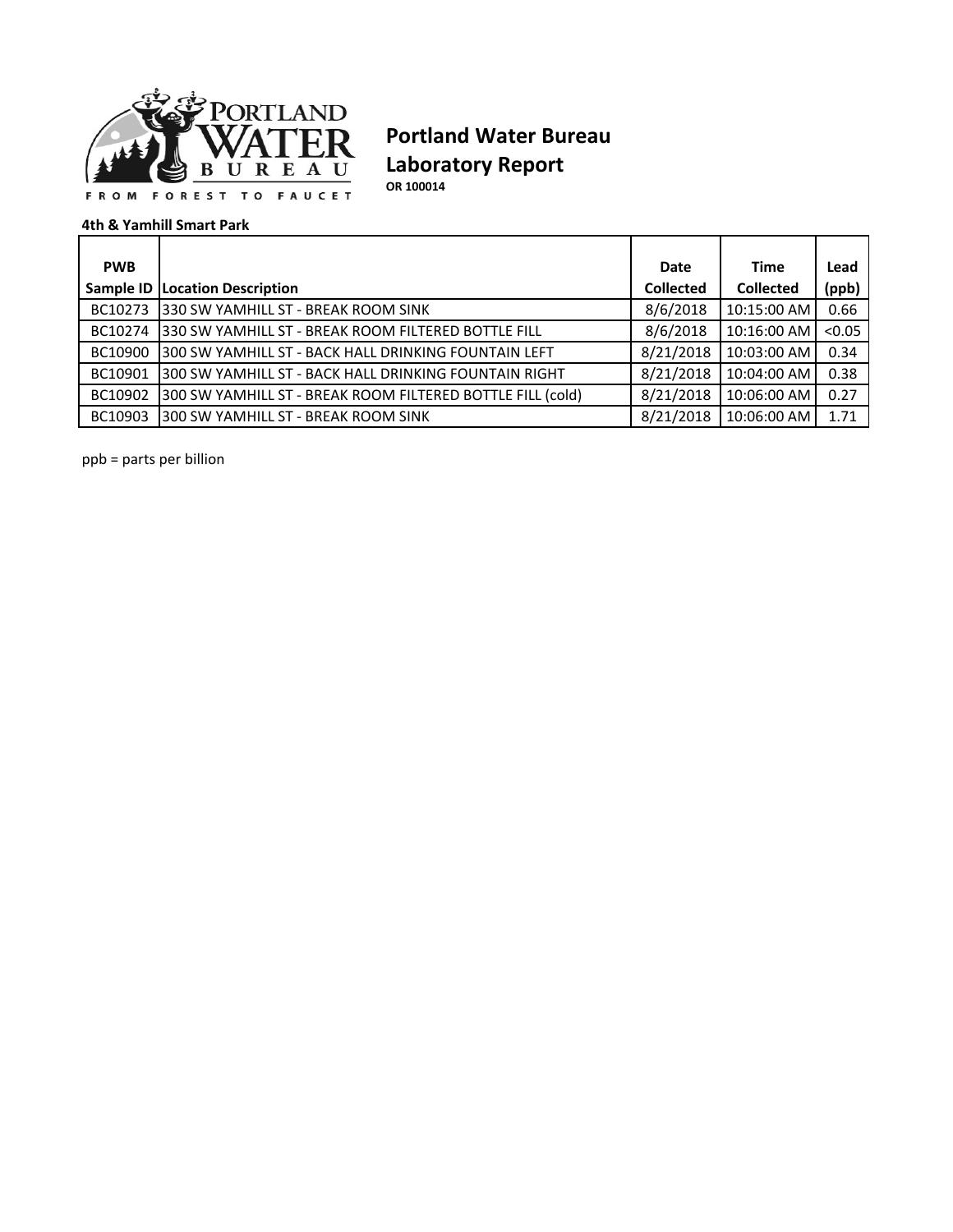PORTLAND WATER BUREAU
FROM FOREST TO FAUCET

# Portland Water Bureau Laboratory Report

**OR 100014**

**4th & Yamhill Smart Park**

| PWB Sample ID | Location Description | Date Collected | Time Collected | Lead (ppb) |
|---|---|---|---|---|
| BC10273 | 330 SW YAMHILL ST - BREAK ROOM SINK | 8/6/2018 | 10:15:00 AM | 0.66 |
| BC10274 | 330 SW YAMHILL ST - BREAK ROOM FILTERED BOTTLE FILL | 8/6/2018 | 10:16:00 AM | <0.05 |
| BC10900 | 300 SW YAMHILL ST - BACK HALL DRINKING FOUNTAIN LEFT | 8/21/2018 | 10:03:00 AM | 0.34 |
| BC10901 | 300 SW YAMHILL ST - BACK HALL DRINKING FOUNTAIN RIGHT | 8/21/2018 | 10:04:00 AM | 0.38 |
| BC10902 | 300 SW YAMHILL ST - BREAK ROOM FILTERED BOTTLE FILL (cold) | 8/21/2018 | 10:06:00 AM | 0.27 |
| BC10903 | 300 SW YAMHILL ST - BREAK ROOM SINK | 8/21/2018 | 10:06:00 AM | 1.71 |

ppb = parts per billion